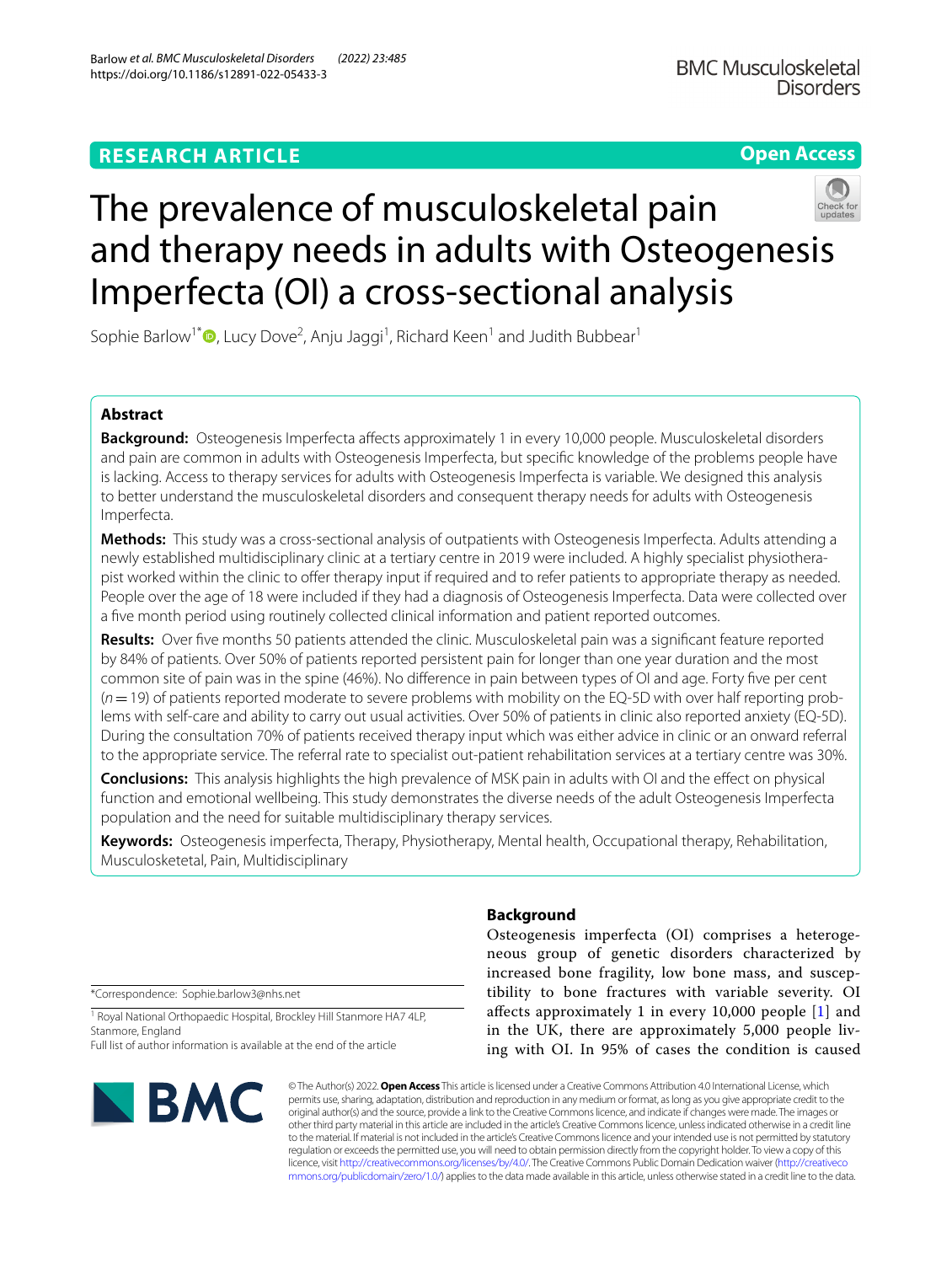RESEARCH ARTICLE

Open Access

# The prevalence of musculoskeletal pain and therapy needs in adults with Osteogenesis Imperfecta (OI) a cross-sectional analysis

Sophie Barlow[1*], Lucy Dove[2], Anju Jaggi[1], Richard Keen[1] and Judith Bubbear[1]

## Abstract

**Background:** Osteogenesis Imperfecta affects approximately 1 in every 10,000 people. Musculoskeletal disorders and pain are common in adults with Osteogenesis Imperfecta, but specific knowledge of the problems people have is lacking. Access to therapy services for adults with Osteogenesis Imperfecta is variable. We designed this analysis to better understand the musculoskeletal disorders and consequent therapy needs for adults with Osteogenesis Imperfecta.

**Methods:** This study was a cross-sectional analysis of outpatients with Osteogenesis Imperfecta. Adults attending a newly established multidisciplinary clinic at a tertiary centre in 2019 were included. A highly specialist physiotherapist worked within the clinic to offer therapy input if required and to refer patients to appropriate therapy as needed. People over the age of 18 were included if they had a diagnosis of Osteogenesis Imperfecta. Data were collected over a five month period using routinely collected clinical information and patient reported outcomes.

**Results:** Over five months 50 patients attended the clinic. Musculoskeletal pain was a significant feature reported by 84% of patients. Over 50% of patients reported persistent pain for longer than one year duration and the most common site of pain was in the spine (46%). No difference in pain between types of OI and age. Forty five per cent ($n = 19$) of patients reported moderate to severe problems with mobility on the EQ-5D with over half reporting problems with self-care and ability to carry out usual activities. Over 50% of patients in clinic also reported anxiety (EQ-5D). During the consultation 70% of patients received therapy input which was either advice in clinic or an onward referral to the appropriate service. The referral rate to specialist out-patient rehabilitation services at a tertiary centre was 30%.

**Conclusions:** This analysis highlights the high prevalence of MSK pain in adults with OI and the effect on physical function and emotional wellbeing. This study demonstrates the diverse needs of the adult Osteogenesis Imperfecta population and the need for suitable multidisciplinary therapy services.

**Keywords:** Osteogenesis imperfecta, Therapy, Physiotherapy, Mental health, Occupational therapy, Rehabilitation, Musculosketetal, Pain, Multidisciplinary

## Background

Osteogenesis imperfecta (OI) comprises a heterogeneous group of genetic disorders characterized by increased bone fragility, low bone mass, and susceptibility to bone fractures with variable severity. OI affects approximately 1 in every 10,000 people [1] and in the UK, there are approximately 5,000 people living with OI. In 95% of cases the condition is caused

*Correspondence: Sophie.barlow3@nhs.net

[1] Royal National Orthopaedic Hospital, Brockley Hill Stanmore HA7 4LP, Stanmore, England

Full list of author information is available at the end of the article

© The Author(s) 2022. **Open Access** This article is licensed under a Creative Commons Attribution 4.0 International License, which permits use, sharing, adaptation, distribution and reproduction in any medium or format, as long as you give appropriate credit to the original author(s) and the source, provide a link to the Creative Commons licence, and indicate if changes were made. The images or other third party material in this article are included in the article's Creative Commons licence, unless indicated otherwise in a credit line to the material. If material is not included in the article's Creative Commons licence and your intended use is not permitted by statutory regulation or exceeds the permitted use, you will need to obtain permission directly from the copyright holder. To view a copy of this licence, visit http://creativecommons.org/licenses/by/4.0/. The Creative Commons Public Domain Dedication waiver (http://creativecommons.org/publicdomain/zero/1.0/) applies to the data made available in this article, unless otherwise stated in a credit line to the data.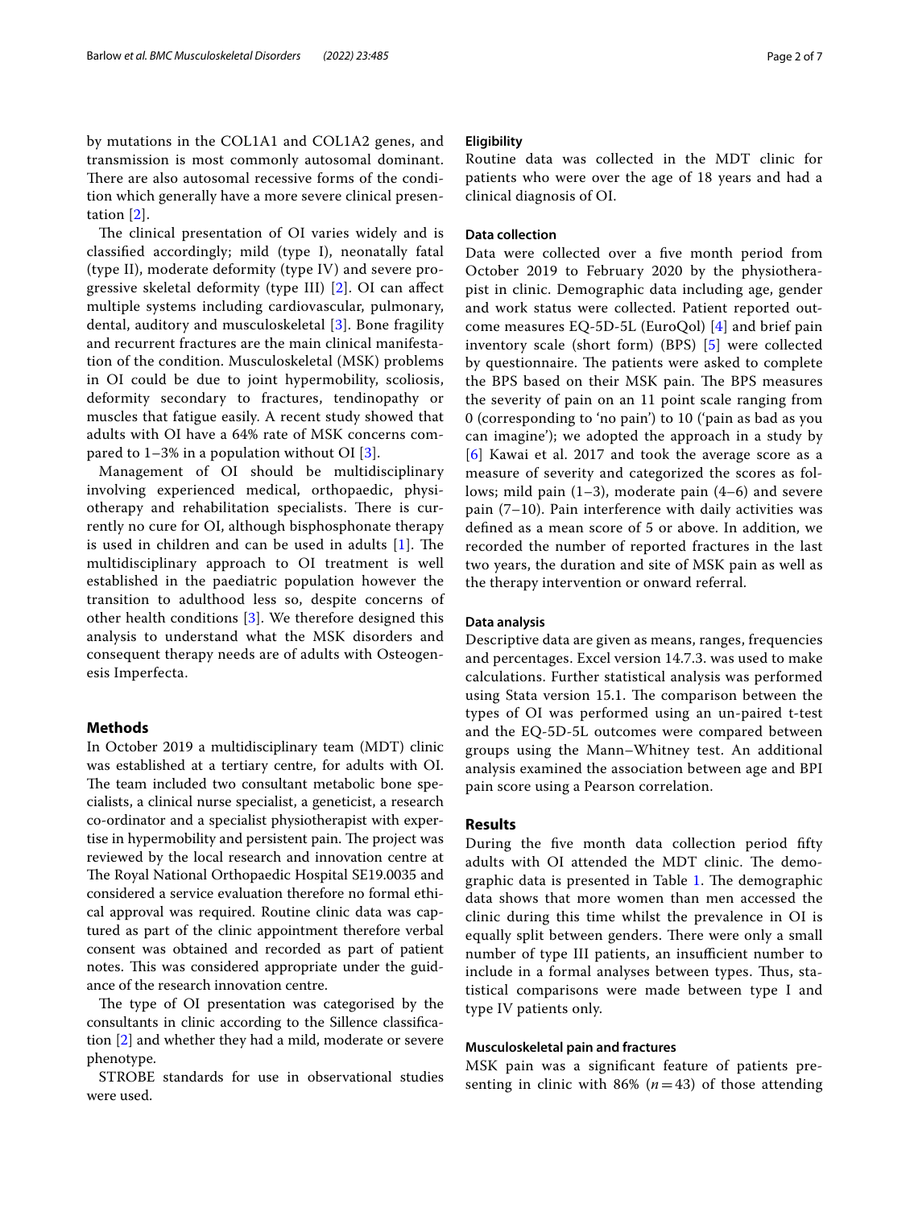by mutations in the COL1A1 and COL1A2 genes, and transmission is most commonly autosomal dominant. There are also autosomal recessive forms of the condition which generally have a more severe clinical presentation [2].

The clinical presentation of OI varies widely and is classified accordingly; mild (type I), neonatally fatal (type II), moderate deformity (type IV) and severe progressive skeletal deformity (type III) [2]. OI can affect multiple systems including cardiovascular, pulmonary, dental, auditory and musculoskeletal [3]. Bone fragility and recurrent fractures are the main clinical manifestation of the condition. Musculoskeletal (MSK) problems in OI could be due to joint hypermobility, scoliosis, deformity secondary to fractures, tendinopathy or muscles that fatigue easily. A recent study showed that adults with OI have a 64% rate of MSK concerns compared to 1–3% in a population without OI [3].

Management of OI should be multidisciplinary involving experienced medical, orthopaedic, physiotherapy and rehabilitation specialists. There is currently no cure for OI, although bisphosphonate therapy is used in children and can be used in adults [1]. The multidisciplinary approach to OI treatment is well established in the paediatric population however the transition to adulthood less so, despite concerns of other health conditions [3]. We therefore designed this analysis to understand what the MSK disorders and consequent therapy needs are of adults with Osteogenesis Imperfecta.

## Methods

In October 2019 a multidisciplinary team (MDT) clinic was established at a tertiary centre, for adults with OI. The team included two consultant metabolic bone specialists, a clinical nurse specialist, a geneticist, a research co-ordinator and a specialist physiotherapist with expertise in hypermobility and persistent pain. The project was reviewed by the local research and innovation centre at The Royal National Orthopaedic Hospital SE19.0035 and considered a service evaluation therefore no formal ethical approval was required. Routine clinic data was captured as part of the clinic appointment therefore verbal consent was obtained and recorded as part of patient notes. This was considered appropriate under the guidance of the research innovation centre.

The type of OI presentation was categorised by the consultants in clinic according to the Sillence classification [2] and whether they had a mild, moderate or severe phenotype.

STROBE standards for use in observational studies were used.

### Eligibility

Routine data was collected in the MDT clinic for patients who were over the age of 18 years and had a clinical diagnosis of OI.

### Data collection

Data were collected over a five month period from October 2019 to February 2020 by the physiotherapist in clinic. Demographic data including age, gender and work status were collected. Patient reported outcome measures EQ-5D-5L (EuroQol) [4] and brief pain inventory scale (short form) (BPS) [5] were collected by questionnaire. The patients were asked to complete the BPS based on their MSK pain. The BPS measures the severity of pain on an 11 point scale ranging from 0 (corresponding to 'no pain') to 10 ('pain as bad as you can imagine'); we adopted the approach in a study by [6] Kawai et al. 2017 and took the average score as a measure of severity and categorized the scores as follows; mild pain (1–3), moderate pain (4–6) and severe pain (7–10). Pain interference with daily activities was defined as a mean score of 5 or above. In addition, we recorded the number of reported fractures in the last two years, the duration and site of MSK pain as well as the therapy intervention or onward referral.

### Data analysis

Descriptive data are given as means, ranges, frequencies and percentages. Excel version 14.7.3. was used to make calculations. Further statistical analysis was performed using Stata version 15.1. The comparison between the types of OI was performed using an un-paired t-test and the EQ-5D-5L outcomes were compared between groups using the Mann–Whitney test. An additional analysis examined the association between age and BPI pain score using a Pearson correlation.

## Results

During the five month data collection period fifty adults with OI attended the MDT clinic. The demographic data is presented in Table 1. The demographic data shows that more women than men accessed the clinic during this time whilst the prevalence in OI is equally split between genders. There were only a small number of type III patients, an insufficient number to include in a formal analyses between types. Thus, statistical comparisons were made between type I and type IV patients only.

### Musculoskeletal pain and fractures

MSK pain was a significant feature of patients presenting in clinic with 86% ($n = 43$) of those attending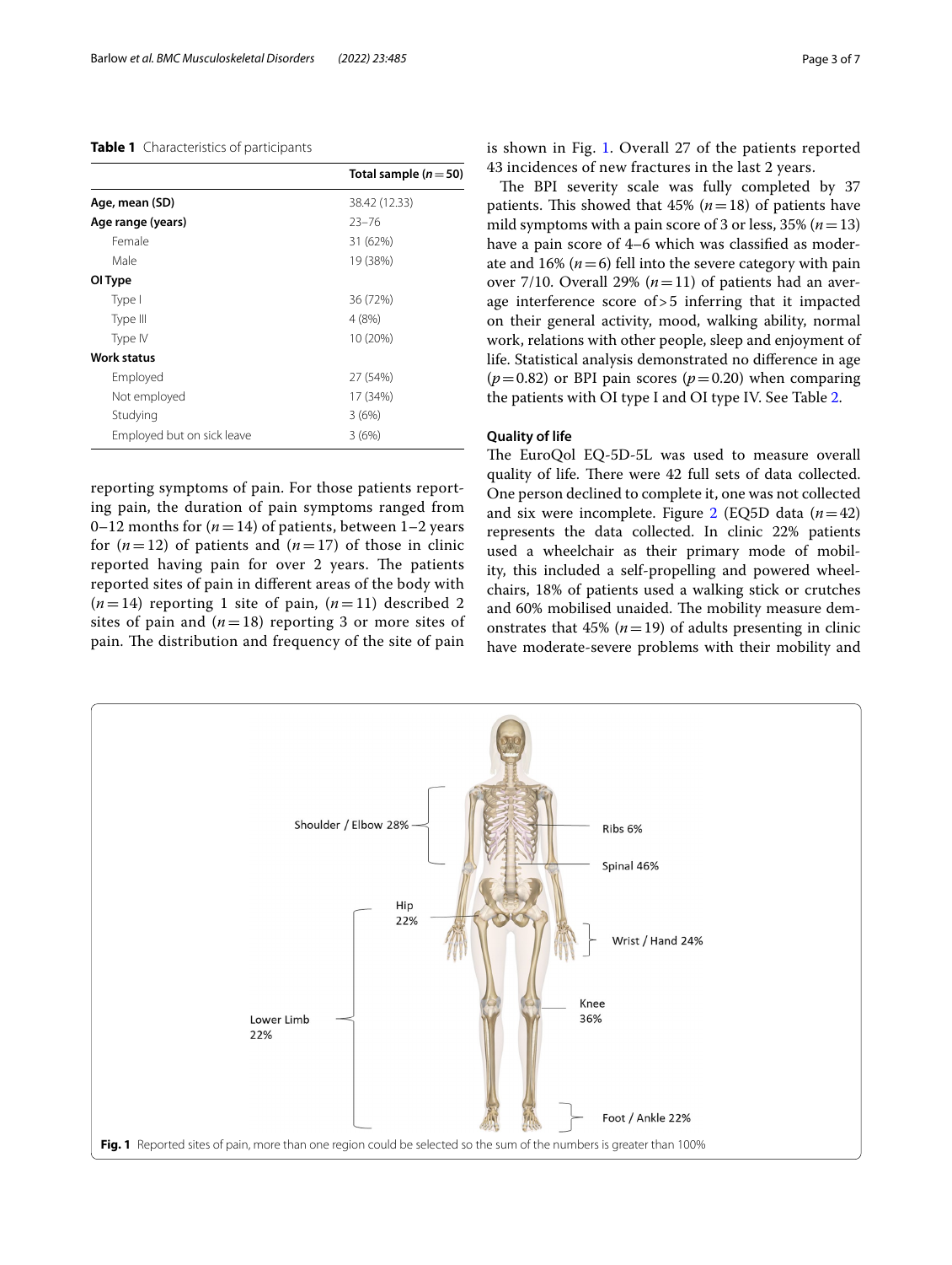**Table 1** Characteristics of participants

| | Total sample ($n = 50$) |
|---|---|
| **Age, mean (SD)** | 38.42 (12.33) |
| **Age range (years)** | 23–76 |
| Female | 31 (62%) |
| Male | 19 (38%) |
| **OI Type** | |
| Type I | 36 (72%) |
| Type III | 4 (8%) |
| Type IV | 10 (20%) |
| **Work status** | |
| Employed | 27 (54%) |
| Not employed | 17 (34%) |
| Studying | 3 (6%) |
| Employed but on sick leave | 3 (6%) |

reporting symptoms of pain. For those patients reporting pain, the duration of pain symptoms ranged from 0–12 months for ($n = 14$) of patients, between 1–2 years for ($n = 12$) of patients and ($n = 17$) of those in clinic reported having pain for over 2 years. The patients reported sites of pain in different areas of the body with ($n = 14$) reporting 1 site of pain, ($n = 11$) described 2 sites of pain and ($n = 18$) reporting 3 or more sites of pain. The distribution and frequency of the site of pain is shown in Fig. 1. Overall 27 of the patients reported 43 incidences of new fractures in the last 2 years.

The BPI severity scale was fully completed by 37 patients. This showed that 45% ($n = 18$) of patients have mild symptoms with a pain score of 3 or less, 35% ($n = 13$) have a pain score of 4–6 which was classified as moderate and 16% ($n = 6$) fell into the severe category with pain over 7/10. Overall 29% ($n = 11$) of patients had an average interference score of > 5 inferring that it impacted on their general activity, mood, walking ability, normal work, relations with other people, sleep and enjoyment of life. Statistical analysis demonstrated no difference in age ($p = 0.82$) or BPI pain scores ($p = 0.20$) when comparing the patients with OI type I and OI type IV. See Table 2.

### Quality of life

The EuroQol EQ-5D-5L was used to measure overall quality of life. There were 42 full sets of data collected. One person declined to complete it, one was not collected and six were incomplete. Figure 2 (EQ5D data ($n = 42$) represents the data collected. In clinic 22% patients used a wheelchair as their primary mode of mobility, this included a self-propelling and powered wheelchairs, 18% of patients used a walking stick or crutches and 60% mobilised unaided. The mobility measure demonstrates that 45% ($n = 19$) of adults presenting in clinic have moderate-severe problems with their mobility and

Shoulder / Elbow 28%, Ribs 6%, Spinal 46%, Hip 22%, Wrist / Hand 24%, Knee 36%, Lower Limb 22%, Foot / Ankle 22%

**Fig. 1** Reported sites of pain, more than one region could be selected so the sum of the numbers is greater than 100%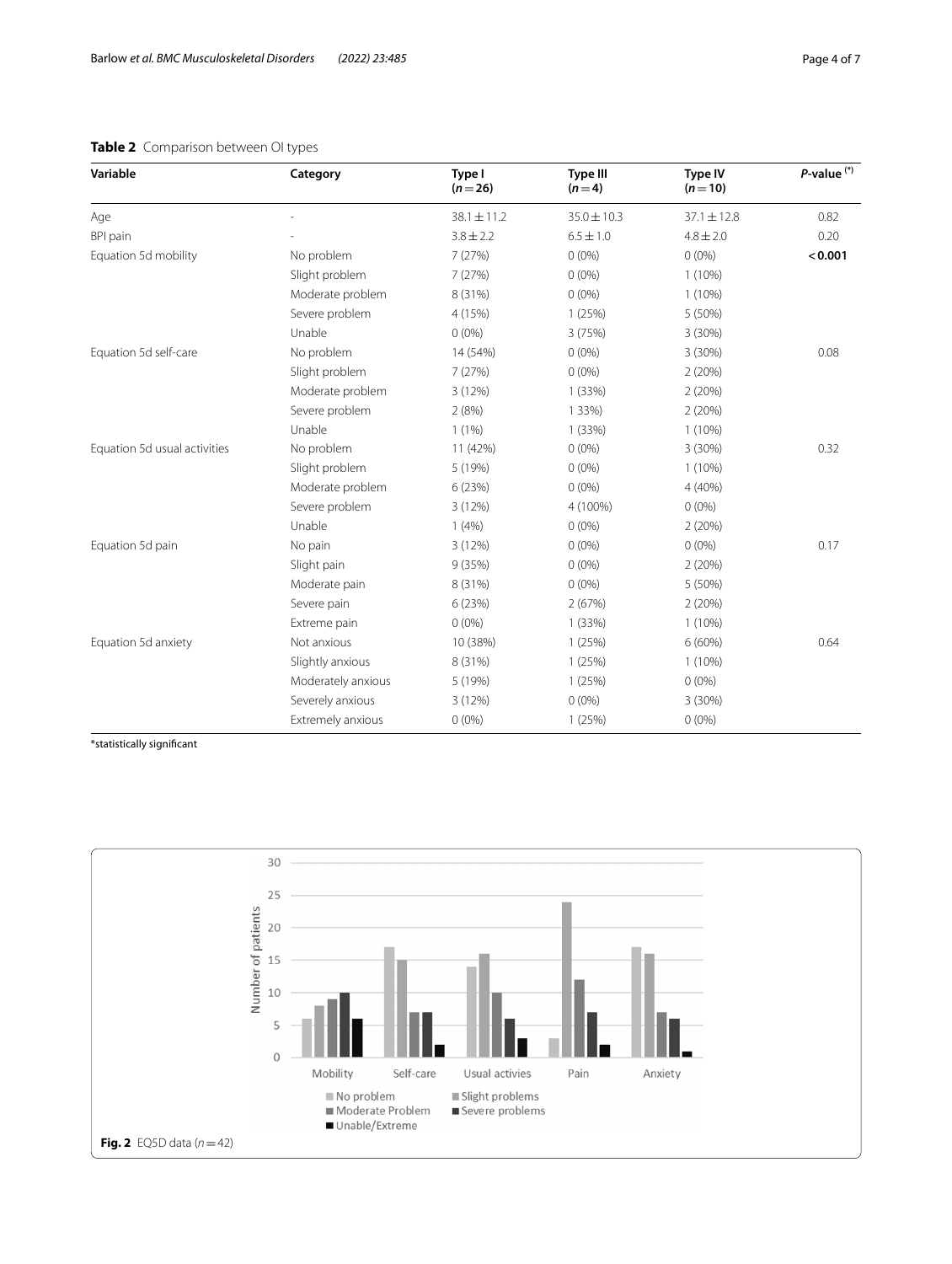**Table 2** Comparison between OI types

| Variable | Category | Type I ($n = 26$) | Type III ($n = 4$) | Type IV ($n = 10$) | *P*-value [(*)] |
|---|---|---|---|---|---|
| Age | - | 38.1 ± 11.2 | 35.0 ± 10.3 | 37.1 ± 12.8 | 0.82 |
| BPI pain | - | 3.8 ± 2.2 | 6.5 ± 1.0 | 4.8 ± 2.0 | 0.20 |
| Equation 5d mobility | No problem | 7 (27%) | 0 (0%) | 0 (0%) | **< 0.001** |
| | Slight problem | 7 (27%) | 0 (0%) | 1 (10%) | |
| | Moderate problem | 8 (31%) | 0 (0%) | 1 (10%) | |
| | Severe problem | 4 (15%) | 1 (25%) | 5 (50%) | |
| | Unable | 0 (0%) | 3 (75%) | 3 (30%) | |
| Equation 5d self-care | No problem | 14 (54%) | 0 (0%) | 3 (30%) | 0.08 |
| | Slight problem | 7 (27%) | 0 (0%) | 2 (20%) | |
| | Moderate problem | 3 (12%) | 1 (33%) | 2 (20%) | |
| | Severe problem | 2 (8%) | 1 33%) | 2 (20%) | |
| | Unable | 1 (1%) | 1 (33%) | 1 (10%) | |
| Equation 5d usual activities | No problem | 11 (42%) | 0 (0%) | 3 (30%) | 0.32 |
| | Slight problem | 5 (19%) | 0 (0%) | 1 (10%) | |
| | Moderate problem | 6 (23%) | 0 (0%) | 4 (40%) | |
| | Severe problem | 3 (12%) | 4 (100%) | 0 (0%) | |
| | Unable | 1 (4%) | 0 (0%) | 2 (20%) | |
| Equation 5d pain | No pain | 3 (12%) | 0 (0%) | 0 (0%) | 0.17 |
| | Slight pain | 9 (35%) | 0 (0%) | 2 (20%) | |
| | Moderate pain | 8 (31%) | 0 (0%) | 5 (50%) | |
| | Severe pain | 6 (23%) | 2 (67%) | 2 (20%) | |
| | Extreme pain | 0 (0%) | 1 (33%) | 1 (10%) | |
| Equation 5d anxiety | Not anxious | 10 (38%) | 1 (25%) | 6 (60%) | 0.64 |
| | Slightly anxious | 8 (31%) | 1 (25%) | 1 (10%) | |
| | Moderately anxious | 5 (19%) | 1 (25%) | 0 (0%) | |
| | Severely anxious | 3 (12%) | 0 (0%) | 3 (30%) | |
| | Extremely anxious | 0 (0%) | 1 (25%) | 0 (0%) | |

*statistically significant

**Fig. 2** EQ5D data ($n = 42$)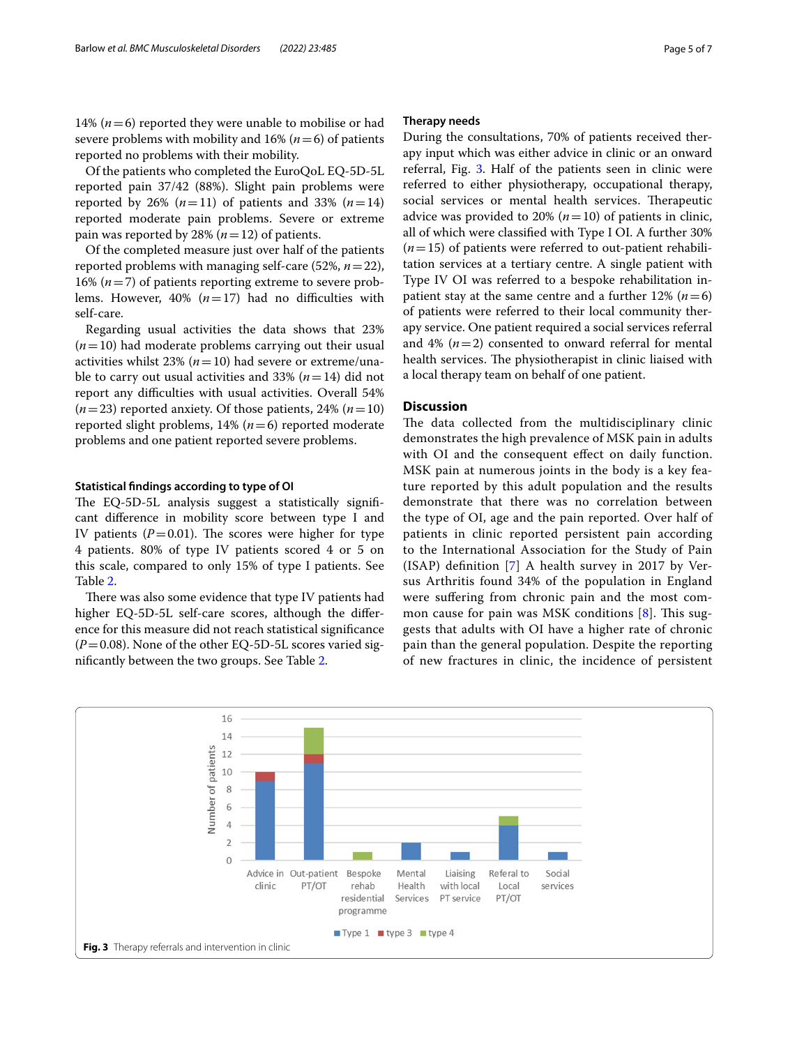14% ($n=6$) reported they were unable to mobilise or had severe problems with mobility and 16% ($n=6$) of patients reported no problems with their mobility.

Of the patients who completed the EuroQoL EQ-5D-5L reported pain 37/42 (88%). Slight pain problems were reported by 26% ($n=11$) of patients and 33% ($n=14$) reported moderate pain problems. Severe or extreme pain was reported by 28% ($n=12$) of patients.

Of the completed measure just over half of the patients reported problems with managing self-care (52%, $n=22$), 16% ($n=7$) of patients reporting extreme to severe problems. However, 40% ($n=17$) had no difficulties with self-care.

Regarding usual activities the data shows that 23% ($n=10$) had moderate problems carrying out their usual activities whilst 23% ($n=10$) had severe or extreme/unable to carry out usual activities and 33% ($n=14$) did not report any difficulties with usual activities. Overall 54% ($n=23$) reported anxiety. Of those patients, 24% ($n=10$) reported slight problems, 14% ($n=6$) reported moderate problems and one patient reported severe problems.

### Statistical findings according to type of OI

The EQ-5D-5L analysis suggest a statistically significant difference in mobility score between type I and IV patients ($P=0.01$). The scores were higher for type 4 patients. 80% of type IV patients scored 4 or 5 on this scale, compared to only 15% of type I patients. See Table 2.

There was also some evidence that type IV patients had higher EQ-5D-5L self-care scores, although the difference for this measure did not reach statistical significance ($P=0.08$). None of the other EQ-5D-5L scores varied significantly between the two groups. See Table 2.

### Therapy needs

During the consultations, 70% of patients received therapy input which was either advice in clinic or an onward referral, Fig. 3. Half of the patients seen in clinic were referred to either physiotherapy, occupational therapy, social services or mental health services. Therapeutic advice was provided to 20% ($n=10$) of patients in clinic, all of which were classified with Type I OI. A further 30% ($n=15$) of patients were referred to out-patient rehabilitation services at a tertiary centre. A single patient with Type IV OI was referred to a bespoke rehabilitation inpatient stay at the same centre and a further 12% ($n=6$) of patients were referred to their local community therapy service. One patient required a social services referral and 4% ($n=2$) consented to onward referral for mental health services. The physiotherapist in clinic liaised with a local therapy team on behalf of one patient.

## Discussion

The data collected from the multidisciplinary clinic demonstrates the high prevalence of MSK pain in adults with OI and the consequent effect on daily function. MSK pain at numerous joints in the body is a key feature reported by this adult population and the results demonstrate that there was no correlation between the type of OI, age and the pain reported. Over half of patients in clinic reported persistent pain according to the International Association for the Study of Pain (ISAP) definition [7] A health survey in 2017 by Versus Arthritis found 34% of the population in England were suffering from chronic pain and the most common cause for pain was MSK conditions [8]. This suggests that adults with OI have a higher rate of chronic pain than the general population. Despite the reporting of new fractures in clinic, the incidence of persistent

**Fig. 3** Therapy referrals and intervention in clinic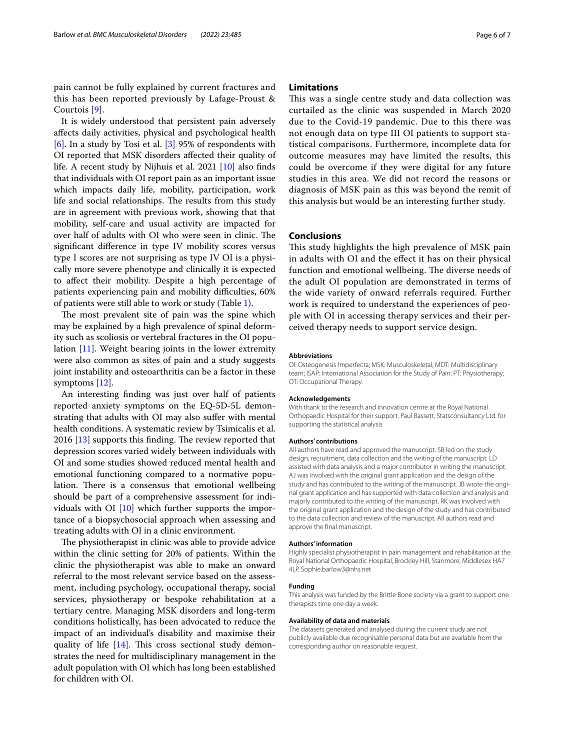pain cannot be fully explained by current fractures and this has been reported previously by Lafage-Proust & Courtois [9].

It is widely understood that persistent pain adversely affects daily activities, physical and psychological health [6]. In a study by Tosi et al. [3] 95% of respondents with OI reported that MSK disorders affected their quality of life. A recent study by Nijhuis et al. 2021 [10] also finds that individuals with OI report pain as an important issue which impacts daily life, mobility, participation, work life and social relationships. The results from this study are in agreement with previous work, showing that that mobility, self-care and usual activity are impacted for over half of adults with OI who were seen in clinic. The significant difference in type IV mobility scores versus type I scores are not surprising as type IV OI is a physically more severe phenotype and clinically it is expected to affect their mobility. Despite a high percentage of patients experiencing pain and mobility difficulties, 60% of patients were still able to work or study (Table 1).

The most prevalent site of pain was the spine which may be explained by a high prevalence of spinal deformity such as scoliosis or vertebral fractures in the OI population [11]. Weight bearing joints in the lower extremity were also common as sites of pain and a study suggests joint instability and osteoarthritis can be a factor in these symptoms [12].

An interesting finding was just over half of patients reported anxiety symptoms on the EQ-5D-5L demonstrating that adults with OI may also suffer with mental health conditions. A systematic review by Tsimicalis et al. 2016 [13] supports this finding. The review reported that depression scores varied widely between individuals with OI and some studies showed reduced mental health and emotional functioning compared to a normative population. There is a consensus that emotional wellbeing should be part of a comprehensive assessment for individuals with OI [10] which further supports the importance of a biopsychosocial approach when assessing and treating adults with OI in a clinic environment.

The physiotherapist in clinic was able to provide advice within the clinic setting for 20% of patients. Within the clinic the physiotherapist was able to make an onward referral to the most relevant service based on the assessment, including psychology, occupational therapy, social services, physiotherapy or bespoke rehabilitation at a tertiary centre. Managing MSK disorders and long-term conditions holistically, has been advocated to reduce the impact of an individual's disability and maximise their quality of life [14]. This cross sectional study demonstrates the need for multidisciplinary management in the adult population with OI which has long been established for children with OI.

## Limitations

This was a single centre study and data collection was curtailed as the clinic was suspended in March 2020 due to the Covid-19 pandemic. Due to this there was not enough data on type III OI patients to support statistical comparisons. Furthermore, incomplete data for outcome measures may have limited the results, this could be overcome if they were digital for any future studies in this area. We did not record the reasons or diagnosis of MSK pain as this was beyond the remit of this analysis but would be an interesting further study.

## Conclusions

This study highlights the high prevalence of MSK pain in adults with OI and the effect it has on their physical function and emotional wellbeing. The diverse needs of the adult OI population are demonstrated in terms of the wide variety of onward referrals required. Further work is required to understand the experiences of people with OI in accessing therapy services and their perceived therapy needs to support service design.

#### Abbreviations

OI: Osteogenesis Imperfecta; MSK: Musculoskeletal; MDT: Multidisciplinary team; ISAP: International Association for the Study of Pain; PT: Physiotherapy; OT: Occupational Therapy.

#### Acknowledgements

With thank to the research and innovation centre at the Royal National Orthopaedic Hospital for their support. Paul Bassett, Statsconsultancy Ltd. for supporting the statistical analysis

#### Authors' contributions

All authors have read and approved the manuscript. SB led on the study design, recruitment, data collection and the writing of the manuscript. LD assisted with data analysis and a major contributor in writing the manuscript. AJ was involved with the original grant application and the design of the study and has contributed to the writing of the manuscript. JB wrote the original grant application and has supported with data collection and analysis and majorly contributed to the writing of the manuscript. RK was involved with the original grant application and the design of the study and has contributed to the data collection and review of the manuscript. All authors read and approve the final manuscript.

#### Authors' information

Highly specialist physiotherapist in pain management and rehabilitation at the Royal National Orthopaedic Hospital, Brockley Hill, Stanmore, Middlesex HA7 4LP. Sophie.barlow3@nhs.net

#### Funding

This analysis was funded by the Brittle Bone society via a grant to support one therapists time one day a week.

#### Availability of data and materials

The datasets generated and analysed during the current study are not publicly available due recognisable personal data but are available from the corresponding author on reasonable request.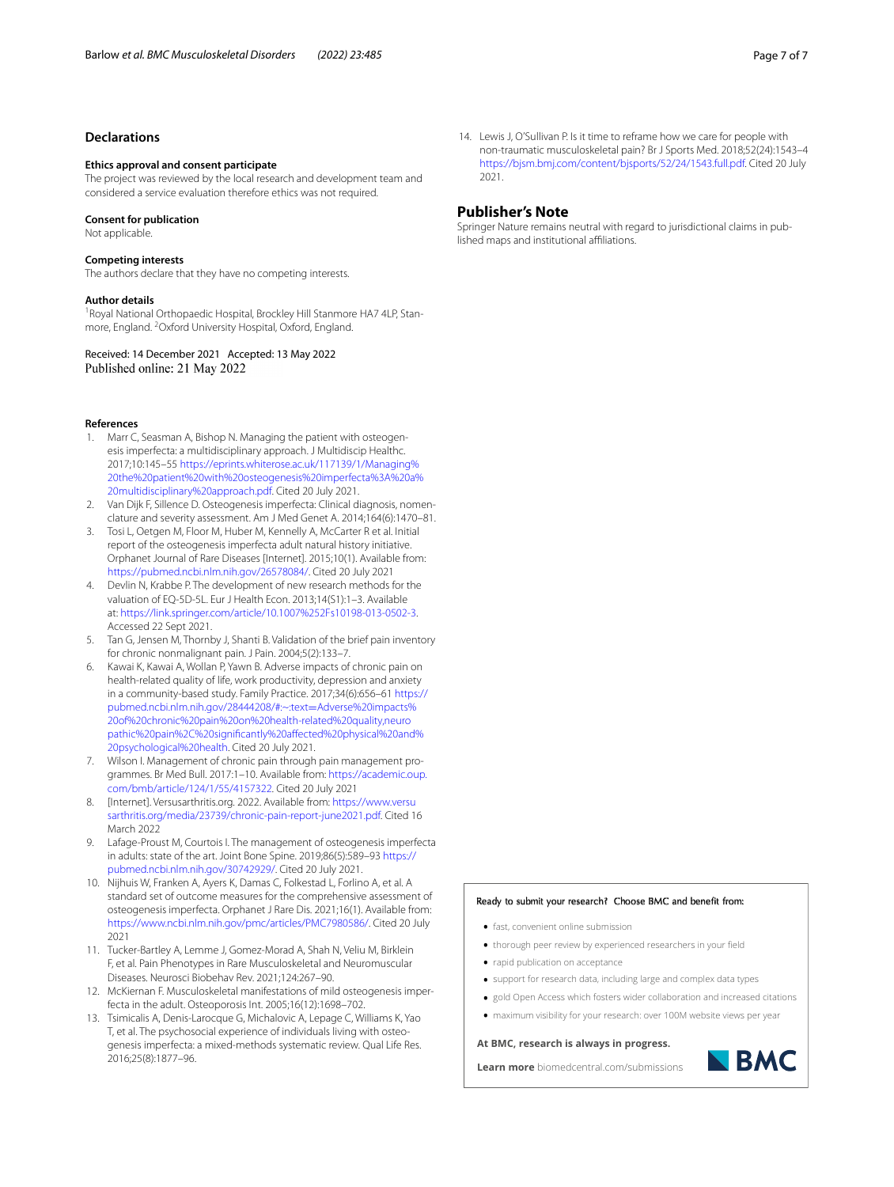## Declarations

### Ethics approval and consent participate
The project was reviewed by the local research and development team and considered a service evaluation therefore ethics was not required.

### Consent for publication
Not applicable.

### Competing interests
The authors declare that they have no competing interests.

### Author details
[1]Royal National Orthopaedic Hospital, Brockley Hill Stanmore HA7 4LP, Stanmore, England. [2]Oxford University Hospital, Oxford, England.

Received: 14 December 2021 Accepted: 13 May 2022
Published online: 21 May 2022

### References

1. Marr C, Seasman A, Bishop N. Managing the patient with osteogenesis imperfecta: a multidisciplinary approach. J Multidiscip Healthc. 2017;10:145–55 https://eprints.whiterose.ac.uk/117139/1/Managing%20the%20patient%20with%20osteogenesis%20imperfecta%3A%20a%20multidisciplinary%20approach.pdf. Cited 20 July 2021.
2. Van Dijk F, Sillence D. Osteogenesis imperfecta: Clinical diagnosis, nomenclature and severity assessment. Am J Med Genet A. 2014;164(6):1470–81.
3. Tosi L, Oetgen M, Floor M, Huber M, Kennelly A, McCarter R et al. Initial report of the osteogenesis imperfecta adult natural history initiative. Orphanet Journal of Rare Diseases [Internet]. 2015;10(1). Available from: https://pubmed.ncbi.nlm.nih.gov/26578084/. Cited 20 July 2021
4. Devlin N, Krabbe P. The development of new research methods for the valuation of EQ-5D-5L. Eur J Health Econ. 2013;14(S1):1–3. Available at: https://link.springer.com/article/10.1007%252Fs10198-013-0502-3. Accessed 22 Sept 2021.
5. Tan G, Jensen M, Thornby J, Shanti B. Validation of the brief pain inventory for chronic nonmalignant pain. J Pain. 2004;5(2):133–7.
6. Kawai K, Kawai A, Wollan P, Yawn B. Adverse impacts of chronic pain on health-related quality of life, work productivity, depression and anxiety in a community-based study. Family Practice. 2017;34(6):656–61 https://pubmed.ncbi.nlm.nih.gov/28444208/#:~:text=Adverse%20impacts%20of%20chronic%20pain%20on%20health-related%20quality,neuropathic%20pain%2C%20significantly%20affected%20physical%20and%20psychological%20health. Cited 20 July 2021.
7. Wilson I. Management of chronic pain through pain management programmes. Br Med Bull. 2017:1–10. Available from: https://academic.oup.com/bmb/article/124/1/55/4157322. Cited 20 July 2021
8. [Internet]. Versusarthritis.org. 2022. Available from: https://www.versusarthritis.org/media/23739/chronic-pain-report-june2021.pdf. Cited 16 March 2022
9. Lafage-Proust M, Courtois I. The management of osteogenesis imperfecta in adults: state of the art. Joint Bone Spine. 2019;86(5):589–93 https://pubmed.ncbi.nlm.nih.gov/30742929/. Cited 20 July 2021.
10. Nijhuis W, Franken A, Ayers K, Damas C, Folkestad L, Forlino A, et al. A standard set of outcome measures for the comprehensive assessment of osteogenesis imperfecta. Orphanet J Rare Dis. 2021;16(1). Available from: https://www.ncbi.nlm.nih.gov/pmc/articles/PMC7980586/. Cited 20 July 2021
11. Tucker-Bartley A, Lemme J, Gomez-Morad A, Shah N, Veliu M, Birklein F, et al. Pain Phenotypes in Rare Musculoskeletal and Neuromuscular Diseases. Neurosci Biobehav Rev. 2021;124:267–90.
12. McKiernan F. Musculoskeletal manifestations of mild osteogenesis imperfecta in the adult. Osteoporosis Int. 2005;16(12):1698–702.
13. Tsimicalis A, Denis-Larocque G, Michalovic A, Lepage C, Williams K, Yao T, et al. The psychosocial experience of individuals living with osteogenesis imperfecta: a mixed-methods systematic review. Qual Life Res. 2016;25(8):1877–96.
14. Lewis J, O'Sullivan P. Is it time to reframe how we care for people with non-traumatic musculoskeletal pain? Br J Sports Med. 2018;52(24):1543–4 https://bjsm.bmj.com/content/bjsports/52/24/1543.full.pdf. Cited 20 July 2021.

## Publisher's Note
Springer Nature remains neutral with regard to jurisdictional claims in published maps and institutional affiliations.

Ready to submit your research? Choose BMC and benefit from:

- fast, convenient online submission
- thorough peer review by experienced researchers in your field
- rapid publication on acceptance
- support for research data, including large and complex data types
- gold Open Access which fosters wider collaboration and increased citations
- maximum visibility for your research: over 100M website views per year

**At BMC, research is always in progress.**

**Learn more** biomedcentral.com/submissions

BMC